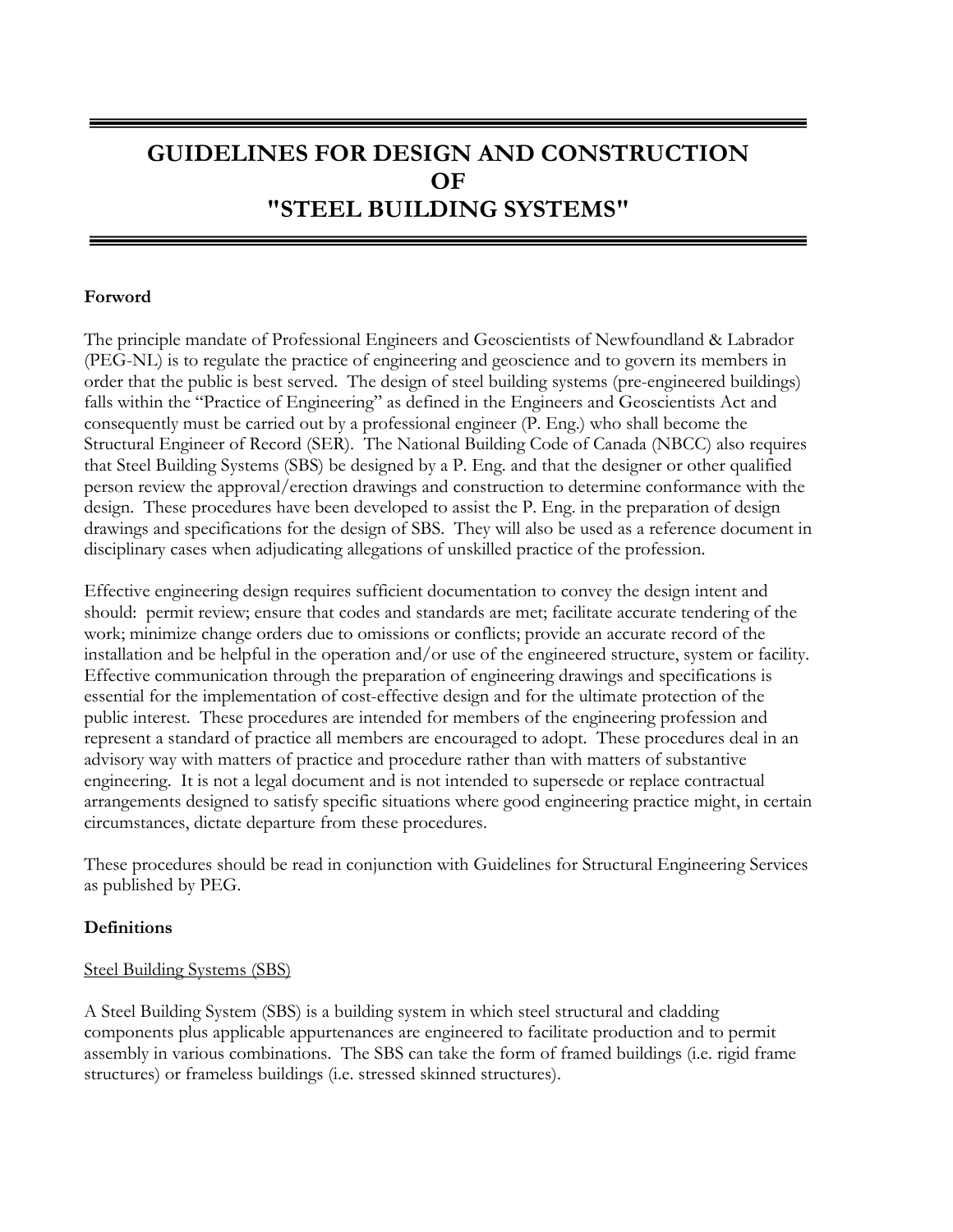# GUIDELINES FOR DESIGN AND CONSTRUCTION OF "STEEL BUILDING SYSTEMS"

## Forword

The principle mandate of Professional Engineers and Geoscientists of Newfoundland & Labrador (PEG-NL) is to regulate the practice of engineering and geoscience and to govern its members in order that the public is best served. The design of steel building systems (pre-engineered buildings) falls within the "Practice of Engineering" as defined in the Engineers and Geoscientists Act and consequently must be carried out by a professional engineer (P. Eng.) who shall become the Structural Engineer of Record (SER). The National Building Code of Canada (NBCC) also requires that Steel Building Systems (SBS) be designed by a P. Eng. and that the designer or other qualified person review the approval/erection drawings and construction to determine conformance with the design. These procedures have been developed to assist the P. Eng. in the preparation of design drawings and specifications for the design of SBS. They will also be used as a reference document in disciplinary cases when adjudicating allegations of unskilled practice of the profession.

Effective engineering design requires sufficient documentation to convey the design intent and should: permit review; ensure that codes and standards are met; facilitate accurate tendering of the work; minimize change orders due to omissions or conflicts; provide an accurate record of the installation and be helpful in the operation and/or use of the engineered structure, system or facility. Effective communication through the preparation of engineering drawings and specifications is essential for the implementation of cost-effective design and for the ultimate protection of the public interest. These procedures are intended for members of the engineering profession and represent a standard of practice all members are encouraged to adopt. These procedures deal in an advisory way with matters of practice and procedure rather than with matters of substantive engineering. It is not a legal document and is not intended to supersede or replace contractual arrangements designed to satisfy specific situations where good engineering practice might, in certain circumstances, dictate departure from these procedures.

These procedures should be read in conjunction with Guidelines for Structural Engineering Services as published by PEG.

## Definitions

### Steel Building Systems (SBS)

A Steel Building System (SBS) is a building system in which steel structural and cladding components plus applicable appurtenances are engineered to facilitate production and to permit assembly in various combinations. The SBS can take the form of framed buildings (i.e. rigid frame structures) or frameless buildings (i.e. stressed skinned structures).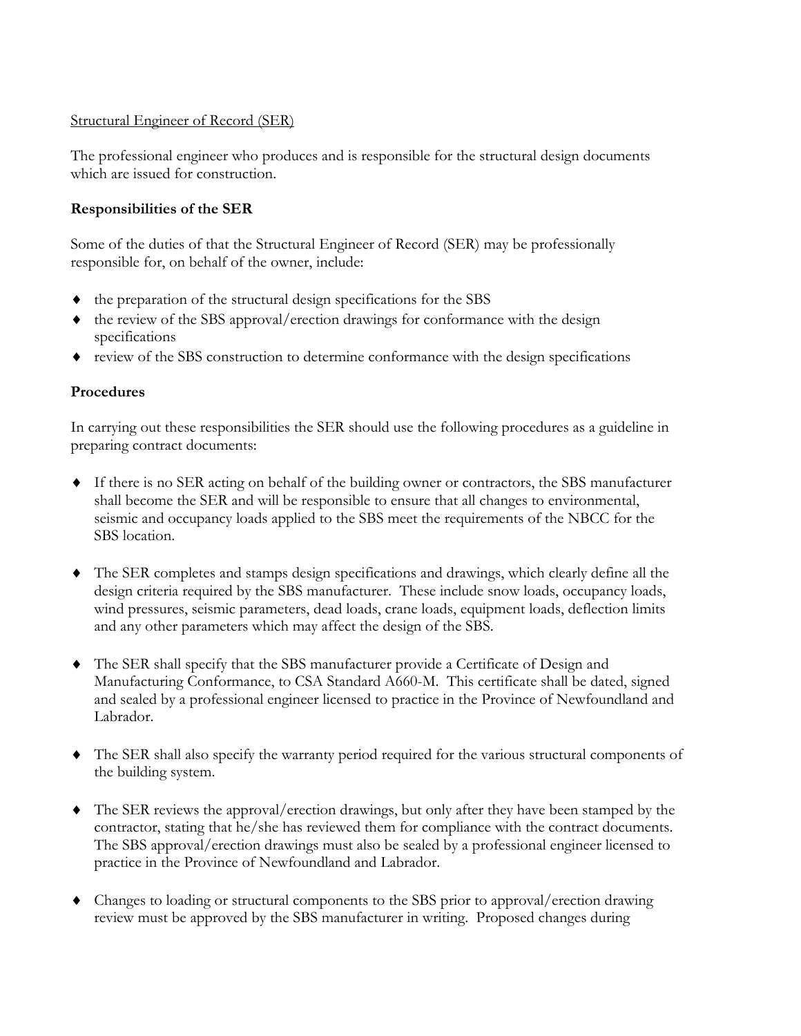Structural Engineer of Record (SER)

The professional engineer who produces and is responsible for the structural design documents which are issued for construction.

**Responsibilities of the SER**

Some of the duties of that the Structural Engineer of Record (SER) may be professionally responsible for, on behalf of the owner, include:

- the preparation of the structural design specifications for the SBS
- the review of the SBS approval/erection drawings for conformance with the design specifications
- review of the SBS construction to determine conformance with the design specifications

**Procedures**

In carrying out these responsibilities the SER should use the following procedures as a guideline in preparing contract documents:

- If there is no SER acting on behalf of the building owner or contractors, the SBS manufacturer shall become the SER and will be responsible to ensure that all changes to environmental, seismic and occupancy loads applied to the SBS meet the requirements of the NBCC for the SBS location.

- The SER completes and stamps design specifications and drawings, which clearly define all the design criteria required by the SBS manufacturer. These include snow loads, occupancy loads, wind pressures, seismic parameters, dead loads, crane loads, equipment loads, deflection limits and any other parameters which may affect the design of the SBS.

- The SER shall specify that the SBS manufacturer provide a Certificate of Design and Manufacturing Conformance, to CSA Standard A660-M. This certificate shall be dated, signed and sealed by a professional engineer licensed to practice in the Province of Newfoundland and Labrador.

- The SER shall also specify the warranty period required for the various structural components of the building system.

- The SER reviews the approval/erection drawings, but only after they have been stamped by the contractor, stating that he/she has reviewed them for compliance with the contract documents. The SBS approval/erection drawings must also be sealed by a professional engineer licensed to practice in the Province of Newfoundland and Labrador.

- Changes to loading or structural components to the SBS prior to approval/erection drawing review must be approved by the SBS manufacturer in writing. Proposed changes during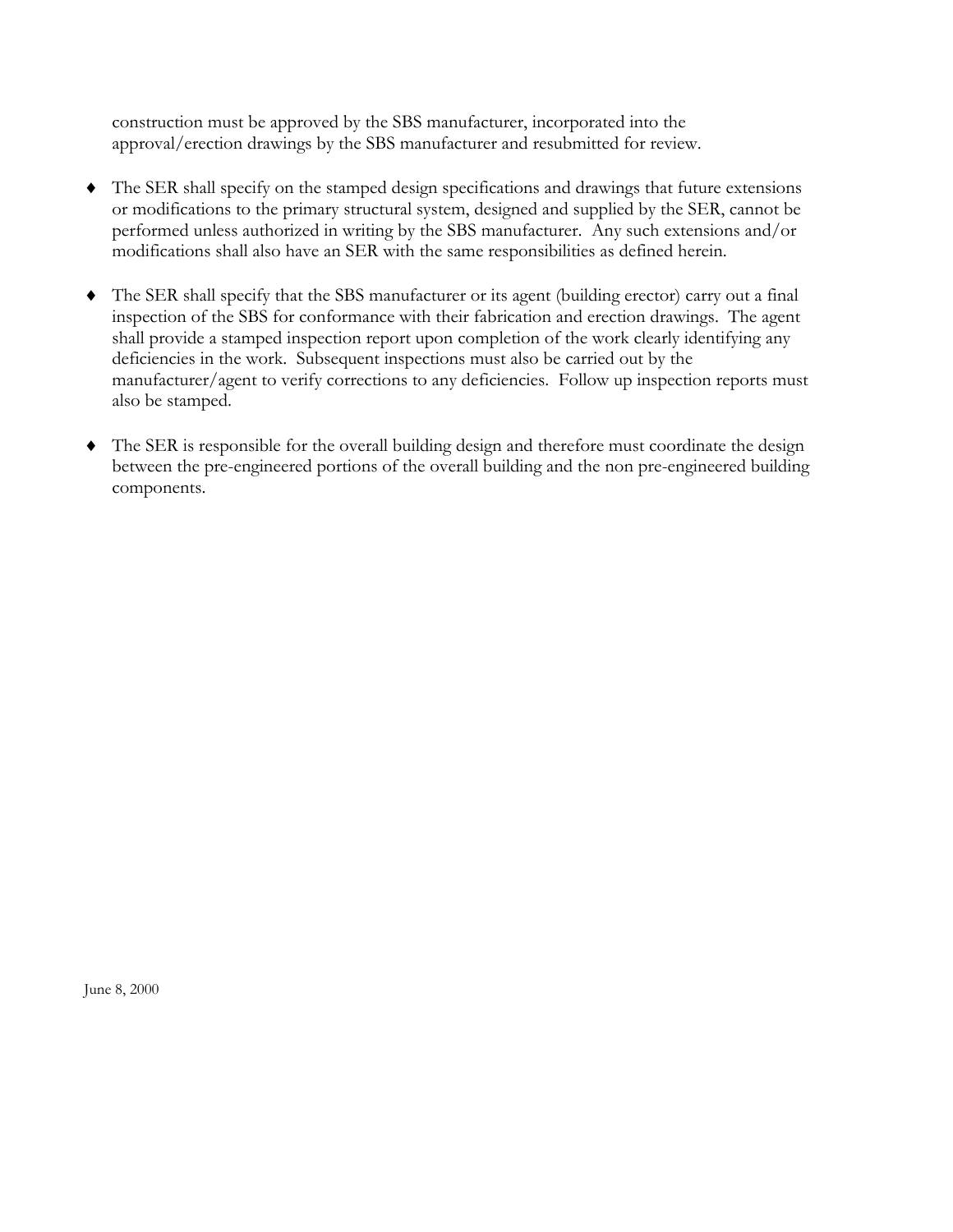construction must be approved by the SBS manufacturer, incorporated into the approval/erection drawings by the SBS manufacturer and resubmitted for review.

- The SER shall specify on the stamped design specifications and drawings that future extensions or modifications to the primary structural system, designed and supplied by the SER, cannot be performed unless authorized in writing by the SBS manufacturer. Any such extensions and/or modifications shall also have an SER with the same responsibilities as defined herein.

- The SER shall specify that the SBS manufacturer or its agent (building erector) carry out a final inspection of the SBS for conformance with their fabrication and erection drawings. The agent shall provide a stamped inspection report upon completion of the work clearly identifying any deficiencies in the work. Subsequent inspections must also be carried out by the manufacturer/agent to verify corrections to any deficiencies. Follow up inspection reports must also be stamped.

- The SER is responsible for the overall building design and therefore must coordinate the design between the pre-engineered portions of the overall building and the non pre-engineered building components.

June 8, 2000